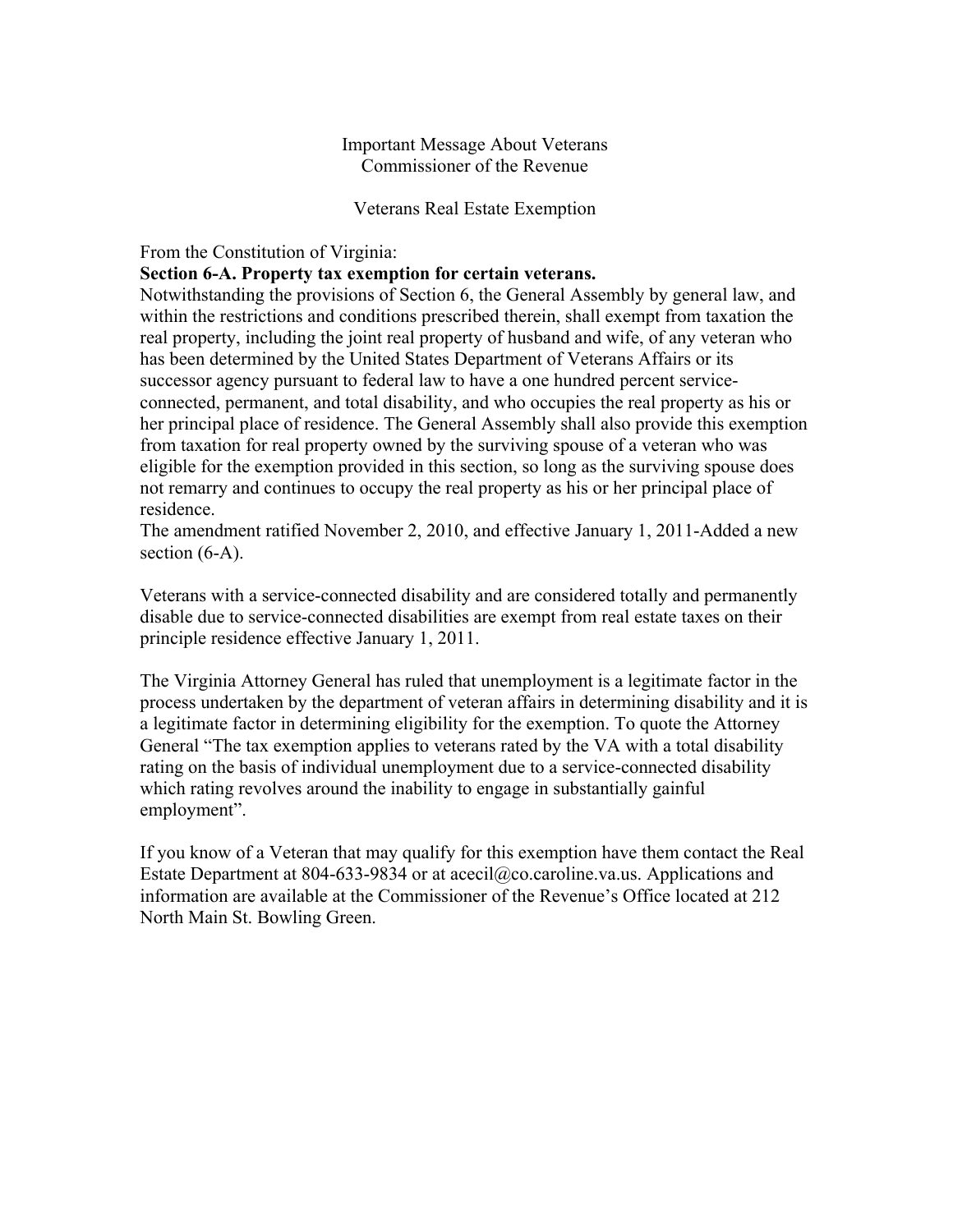# Important Message About Veterans
## Commissioner of the Revenue

### Veterans Real Estate Exemption

From the Constitution of Virginia:

**Section 6-A. Property tax exemption for certain veterans.**

Notwithstanding the provisions of Section 6, the General Assembly by general law, and within the restrictions and conditions prescribed therein, shall exempt from taxation the real property, including the joint real property of husband and wife, of any veteran who has been determined by the United States Department of Veterans Affairs or its successor agency pursuant to federal law to have a one hundred percent service-connected, permanent, and total disability, and who occupies the real property as his or her principal place of residence. The General Assembly shall also provide this exemption from taxation for real property owned by the surviving spouse of a veteran who was eligible for the exemption provided in this section, so long as the surviving spouse does not remarry and continues to occupy the real property as his or her principal place of residence.

The amendment ratified November 2, 2010, and effective January 1, 2011-Added a new section (6-A).

Veterans with a service-connected disability and are considered totally and permanently disable due to service-connected disabilities are exempt from real estate taxes on their principle residence effective January 1, 2011.

The Virginia Attorney General has ruled that unemployment is a legitimate factor in the process undertaken by the department of veteran affairs in determining disability and it is a legitimate factor in determining eligibility for the exemption. To quote the Attorney General "The tax exemption applies to veterans rated by the VA with a total disability rating on the basis of individual unemployment due to a service-connected disability which rating revolves around the inability to engage in substantially gainful employment".

If you know of a Veteran that may qualify for this exemption have them contact the Real Estate Department at 804-633-9834 or at acecil@co.caroline.va.us. Applications and information are available at the Commissioner of the Revenue's Office located at 212 North Main St. Bowling Green.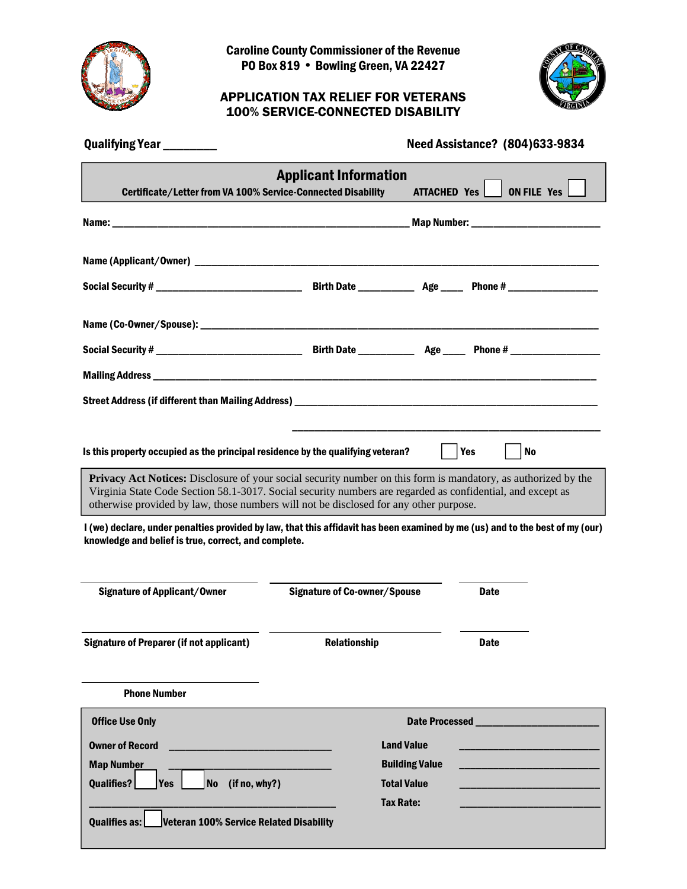**Caroline County Commissioner of the Revenue**
**PO Box 819 • Bowling Green, VA 22427**

# APPLICATION TAX RELIEF FOR VETERANS 100% SERVICE-CONNECTED DISABILITY

**Qualifying Year** ________ **Need Assistance? (804)633-9834**

## Applicant Information

**Certificate/Letter from VA 100% Service-Connected Disability** **ATTACHED Yes** ☐ **ON FILE Yes** ☐

**Name:** ________________________________ **Map Number:** ________________

**Name (Applicant/Owner)** ________________________________

**Social Security #** ________________ **Birth Date** ________ **Age** ____ **Phone #** ____________

**Name (Co-Owner/Spouse):** ________________________________

**Social Security #** ________________ **Birth Date** ________ **Age** ____ **Phone #** ____________

**Mailing Address** ________________________________

**Street Address (if different than Mailing Address)** ________________________________

________________________________

**Is this property occupied as the principal residence by the qualifying veteran?** ☐ **Yes** ☐ **No**

**Privacy Act Notices:** Disclosure of your social security number on this form is mandatory, as authorized by the Virginia State Code Section 58.1-3017. Social security numbers are regarded as confidential, and except as otherwise provided by law, those numbers will not be disclosed for any other purpose.

**I (we) declare, under penalties provided by law, that this affidavit has been examined by me (us) and to the best of my (our) knowledge and belief is true, correct, and complete.**

| | | |
|---|---|---|
| ____________________ | ____________________ | __________ |
| **Signature of Applicant/Owner** | **Signature of Co-owner/Spouse** | **Date** |
| ____________________ | ____________________ | __________ |
| **Signature of Preparer (if not applicant)** | **Relationship** | **Date** |

____________________
**Phone Number**

---

**Office Use Only** **Date Processed** ________________

**Owner of Record** ________________ **Land Value** ________________

**Map Number** ________________ **Building Value** ________________

**Qualifies?** ☐ **Yes** ☐ **No (if no, why?)** **Total Value** ________________

________________________________ **Tax Rate:** ________________

**Qualifies as:** ☐ **Veteran 100% Service Related Disability**